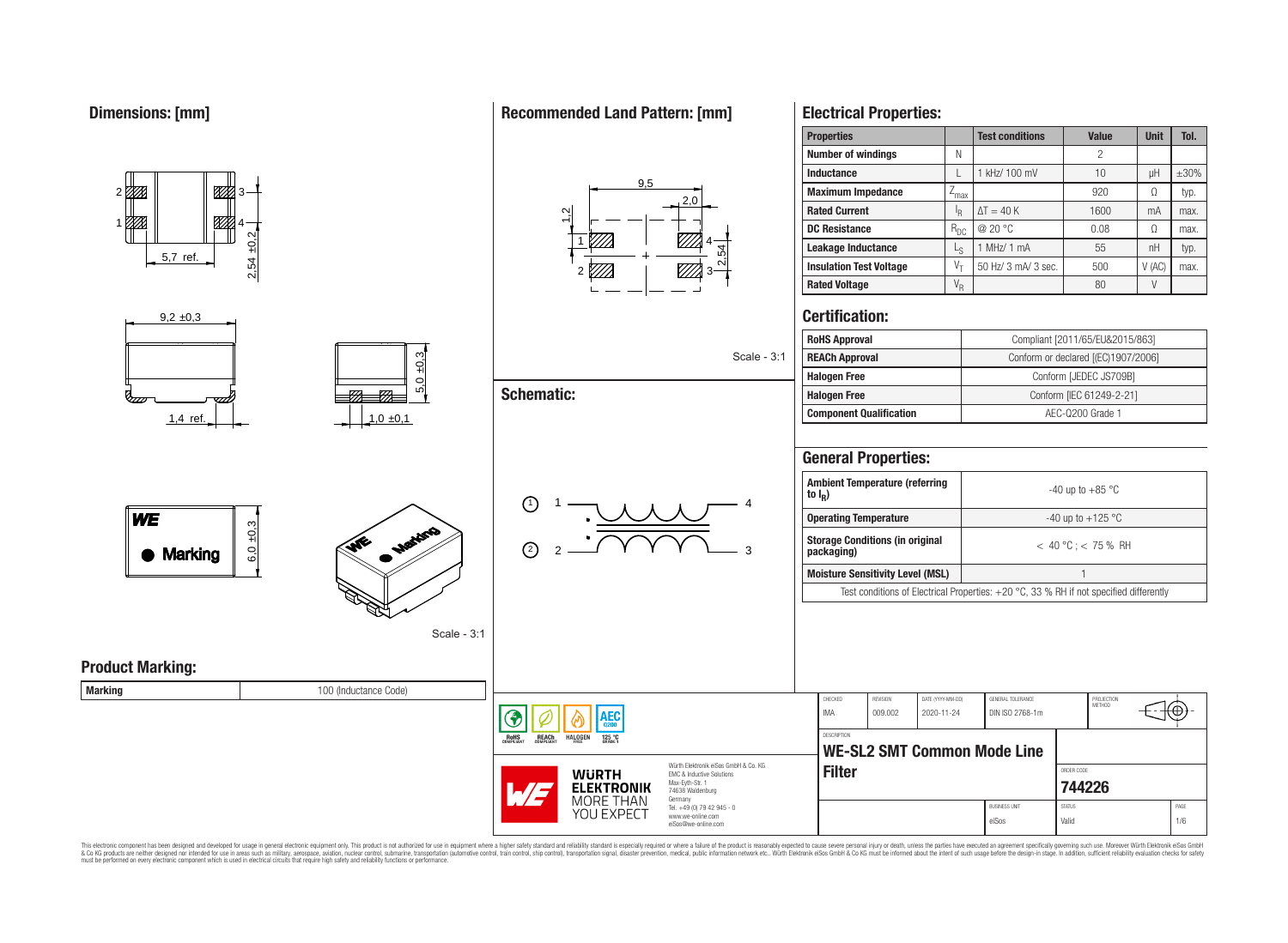## Dimensions: [mm]

Scale - 3:1

## Recommended Land Pattern: [mm]

Scale - 3:1

## Schematic:

## Electrical Properties:

| Properties | | Test conditions | Value | Unit | Tol. |
|---|---|---|---|---|---|
| Number of windings | N | | 2 | | |
| Inductance | L | 1 kHz/ 100 mV | 10 | µH | ±30% |
| Maximum Impedance | $Z_{max}$ | | 920 | Ω | typ. |
| Rated Current | $I_R$ | $\Delta T = 40$ K | 1600 | mA | max. |
| DC Resistance | $R_{DC}$ | @ 20 °C | 0.08 | Ω | max. |
| Leakage Inductance | $L_S$ | 1 MHz/ 1 mA | 55 | nH | typ. |
| Insulation Test Voltage | $V_T$ | 50 Hz/ 3 mA/ 3 sec. | 500 | V (AC) | max. |
| Rated Voltage | $V_R$ | | 80 | V | |

## Certification:

| | |
|---|---|
| RoHS Approval | Compliant [2011/65/EU&2015/863] |
| REACh Approval | Conform or declared [(EC)1907/2006] |
| Halogen Free | Conform [JEDEC JS709B] |
| Halogen Free | Conform [IEC 61249-2-21] |
| Component Qualification | AEC-Q200 Grade 1 |

## General Properties:

| | |
|---|---|
| Ambient Temperature (referring to $I_R$) | -40 up to +85 °C |
| Operating Temperature | -40 up to +125 °C |
| Storage Conditions (in original packaging) | < 40 °C ; < 75 % RH |
| Moisture Sensitivity Level (MSL) | 1 |

Test conditions of Electrical Properties: +20 °C, 33 % RH if not specified differently

## Product Marking:

| Marking | 100 (Inductance Code) |
|---|---|

| CHECKED | REVISION | DATE (YYYY-MM-DD) | GENERAL TOLERANCE | PROJECTION METHOD |
|---|---|---|---|---|
| IMA | 009.002 | 2020-11-24 | DIN ISO 2768-1m | |

DESCRIPTION: **WE-SL2 SMT Common Mode Line Filter**

ORDER CODE: **744226**

BUSINESS UNIT: eiSos | STATUS: Valid | PAGE: 1/6

Würth Elektronik eiSos GmbH & Co. KG
EMC & Inductive Solutions
Max-Eyth-Str. 1
74638 Waldenburg
Germany
Tel. +49 (0) 79 42 945 - 0
www.we-online.com
eiSos@we-online.com

This electronic component has been designed and developed for usage in general electronic equipment only. This product is not authorized for use in equipment where a higher safety standard and reliability standard is especially required or where a failure of the product is reasonably expected to cause severe personal injury or death, unless the parties have executed an agreement specifically governing such use. Moreover Würth Elektronik eiSos GmbH & Co KG products are neither designed nor intended for use in areas such as military, aerospace, aviation, nuclear control, submarine, transportation (automotive control, train control, ship control), transportation signal, disaster prevention, medical, public information network etc.. Würth Elektronik eiSos GmbH & Co KG must be informed about the intent of such usage before the design-in stage. In addition, sufficient reliability evaluation checks for safety must be performed on every electronic component which is used in electrical circuits that require high safety and reliability functions or performance.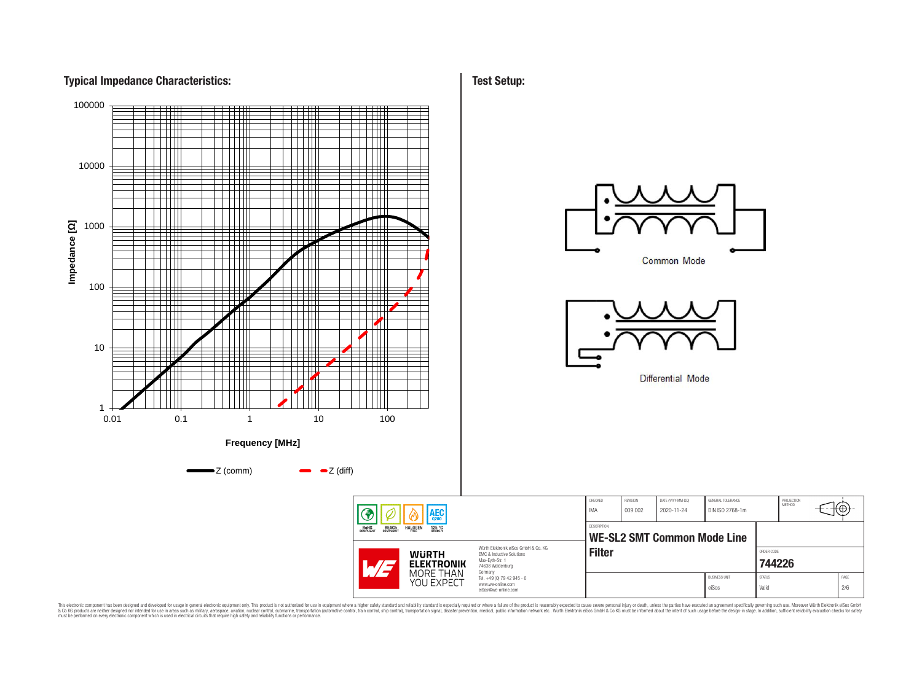## Typical Impedance Characteristics:

Impedance [Ω]

100000

10000

1000

100

10

1

0.01 0.1 1 10 100

Frequency [MHz]

Z (comm) Z (diff)

## Test Setup:

Common Mode

Differential Mode

| CHECKED | REVISION | DATE (YYYY-MM-DD) | GENERAL TOLERANCE | PROJECTION METHOD |
|---|---|---|---|---|
| IMA | 009.002 | 2020-11-24 | DIN ISO 2768-1m | |

DESCRIPTION

**WE-SL2 SMT Common Mode Line Filter**

ORDER CODE

**744226**

| BUSINESS UNIT | STATUS | PAGE |
|---|---|---|
| eiSos | Valid | 2/6 |

RoHS COMPLIANT REACh COMPLIANT HALOGEN FREE AEC Q200 125 °C GRADE 1

WÜRTH ELEKTRONIK MORE THAN YOU EXPECT

Würth Elektronik eiSos GmbH & Co. KG
EMC & Inductive Solutions
Max-Eyth-Str. 1
74638 Waldenburg
Germany
Tel. +49 (0) 79 42 945 - 0
www.we-online.com
eiSos@we-online.com

This electronic component has been designed and developed for usage in general electronic equipment only. This product is not authorized for use in equipment where a higher safety standard and reliability standard is especially required or where a failure of the product is reasonably expected to cause severe personal injury or death, unless the parties have executed an agreement specifically governing such use. Moreover Würth Elektronik eiSos GmbH & Co KG products are neither designed nor intended for use in areas such as military, aerospace, aviation, nuclear control, submarine, transportation (automotive control, train control, ship control), transportation signal, disaster prevention, medical, public information network etc.. Würth Elektronik eiSos GmbH & Co KG must be informed about the intent of such usage before the design-in stage. In addition, sufficient reliability evaluation checks for safety must be performed on every electronic component which is used in electrical circuits that require high safety and reliability functions or performance.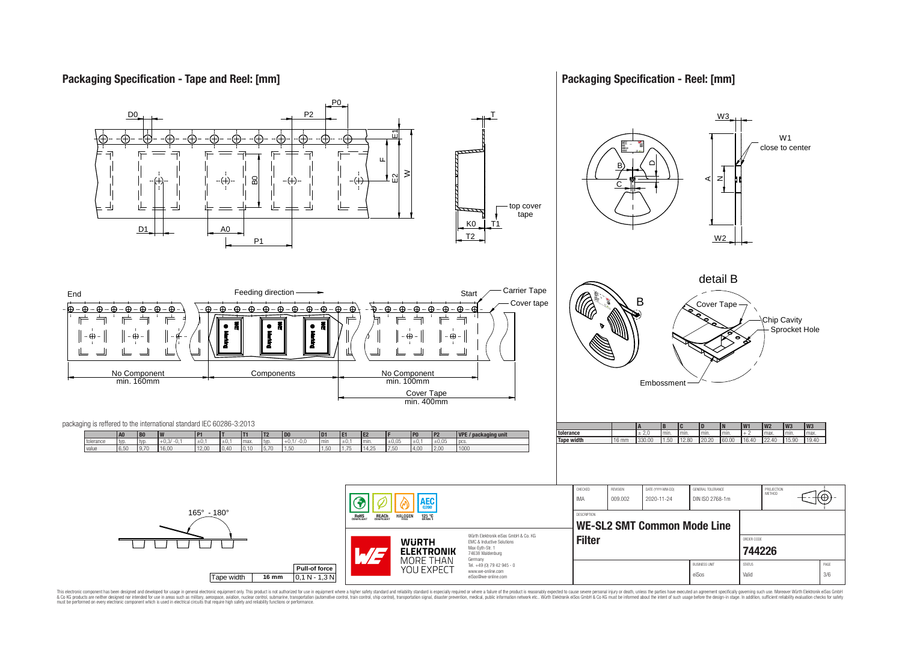## Packaging Specification - Tape and Reel: [mm]

D0 P0 P2 T E1 F E2 W B0 top cover tape K0 T1 T2 D1 A0 P1

End — Feeding direction — Start — Carrier Tape — Cover tape

No Component min. 160mm — Components — No Component min. 100mm — Cover Tape min. 400mm

packaging is reffered to the international standard IEC 60286-3:2013

| | A0 | B0 | W | P1 | T | T1 | T2 | D0 | D1 | E1 | E2 | F | P0 | P2 | VPE / packaging unit |
|---|---|---|---|---|---|---|---|---|---|---|---|---|---|---|---|
| tolerance | typ. | typ. | +0,3/ -0,1 | ±0,1 | ±0,1 | max. | typ. | +0,1/ -0,0 | min | ±0,1 | min. | ±0,05 | ±0,1 | ±0,05 | pcs. |
| value | 6,50 | 9,70 | 16,00 | 12,00 | 0,40 | 0,10 | 5,70 | 1,50 | 1,50 | 1,75 | 14,25 | 7,50 | 4,00 | 2,00 | 1000 |

165° - 180°

| Tape width | 16 mm | Pull-of force |
|---|---|---|
| | | 0,1 N - 1,3 N |

## Packaging Specification - Reel: [mm]

W3 W1 close to center B D C A N W2

detail B — Cover Tape — Chip Cavity — Sprocket Hole — Embossment

| | | A | B | C | D | N | W1 | W2 | W3 | W3 |
|---|---|---|---|---|---|---|---|---|---|---|
| tolerance | | ± 2,0 | min. | min. | min. | min. | + 2 | max. | min. | max. |
| Tape width | 16 mm | 330.00 | 1.50 | 12.80 | 20.20 | 60.00 | 16.40 | 22.40 | 15.90 | 19.40 |

RoHS COMPLIANT — REACh COMPLIANT — HALOGEN FREE — AEC Q200 125 °C GRADE 1

WÜRTH ELEKTRONIK MORE THAN YOU EXPECT

Würth Elektronik eiSos GmbH & Co. KG
EMC & Inductive Solutions
Max-Eyth-Str. 1
74638 Waldenburg
Germany
Tel. +49 (0) 79 42 945 - 0
www.we-online.com
eiSos@we-online.com

| CHECKED | REVISION | DATE (YYYY-MM-DD) | GENERAL TOLERANCE | PROJECTION METHOD |
|---|---|---|---|---|
| IMA | 009.002 | 2020-11-24 | DIN ISO 2768-1m | |

DESCRIPTION: **WE-SL2 SMT Common Mode Line Filter**

ORDER CODE: **744226**

| BUSINESS UNIT | STATUS | PAGE |
|---|---|---|
| eiSos | Valid | 3/6 |

This electronic component has been designed and developed for usage in general electronic equipment only. This product is not authorized for use in equipment where a higher safety standard and reliability standard is especially required or where a failure of the product is reasonably expected to cause severe personal injury or death, unless the parties have executed an agreement specifically governing such use. Moreover Würth Elektronik eiSos GmbH & Co KG products are neither designed nor intended for use in areas such as military, aerospace, aviation, nuclear control, submarine, transportation (automotive control, train control, ship control), transportation signal, disaster prevention, medical, public information network etc.. Würth Elektronik eiSos GmbH & Co KG must be informed about the intent of such usage before the design-in stage. In addition, sufficient reliability evaluation checks for safety must be performed on every electronic component which is used in electrical circuits that require high safety and reliability functions or performance.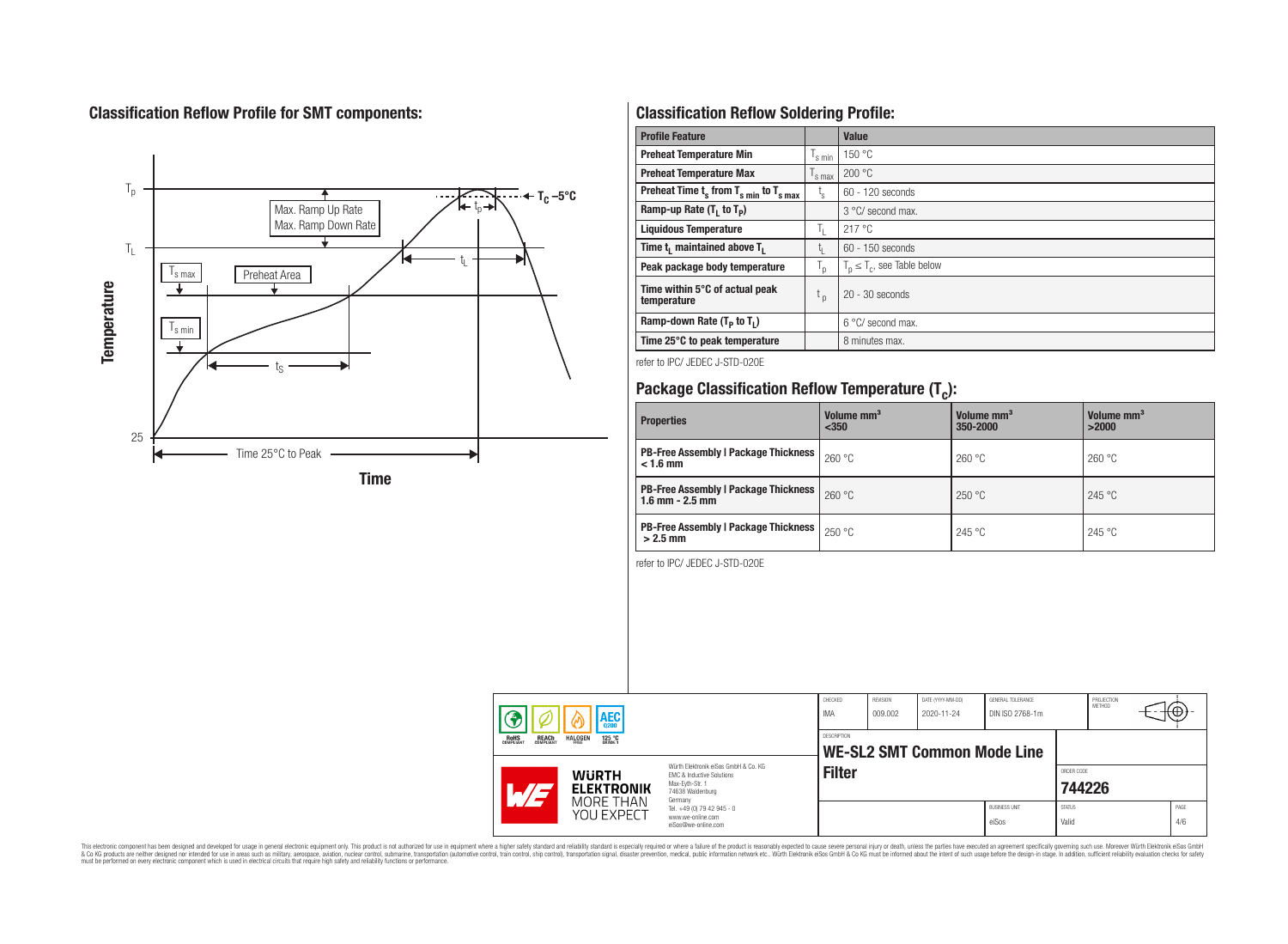## Classification Reflow Profile for SMT components:

## Classification Reflow Soldering Profile:

| Profile Feature | | Value |
|---|---|---|
| Preheat Temperature Min | $T_{s\ min}$ | 150 °C |
| Preheat Temperature Max | $T_{s\ max}$ | 200 °C |
| Preheat Time $t_s$ from $T_{s\ min}$ to $T_{s\ max}$ | $t_s$ | 60 - 120 seconds |
| Ramp-up Rate ($T_L$ to $T_P$) | | 3 °C/ second max. |
| Liquidous Temperature | $T_L$ | 217 °C |
| Time $t_L$ maintained above $T_L$ | $t_L$ | 60 - 150 seconds |
| Peak package body temperature | $T_p$ | $T_p \leq T_c$, see Table below |
| Time within 5°C of actual peak temperature | $t_p$ | 20 - 30 seconds |
| Ramp-down Rate ($T_P$ to $T_L$) | | 6 °C/ second max. |
| Time 25°C to peak temperature | | 8 minutes max. |

refer to IPC/ JEDEC J-STD-020E

## Package Classification Reflow Temperature ($T_c$):

| Properties | Volume mm³ <350 | Volume mm³ 350-2000 | Volume mm³ >2000 |
|---|---|---|---|
| PB-Free Assembly \| Package Thickness < 1.6 mm | 260 °C | 260 °C | 260 °C |
| PB-Free Assembly \| Package Thickness 1.6 mm - 2.5 mm | 260 °C | 250 °C | 245 °C |
| PB-Free Assembly \| Package Thickness > 2.5 mm | 250 °C | 245 °C | 245 °C |

refer to IPC/ JEDEC J-STD-020E

| CHECKED | REVISION | DATE (YYYY-MM-DD) | GENERAL TOLERANCE | PROJECTION METHOD |
|---|---|---|---|---|
| IMA | 009.002 | 2020-11-24 | DIN ISO 2768-1m | |

DESCRIPTION: **WE-SL2 SMT Common Mode Line Filter**

ORDER CODE: **744226**

BUSINESS UNIT: eiSos | STATUS: Valid | PAGE: 4/6

Würth Elektronik eiSos GmbH & Co. KG
EMC & Inductive Solutions
Max-Eyth-Str. 1
74638 Waldenburg
Germany
Tel. +49 (0) 79 42 945 - 0
www.we-online.com
eiSos@we-online.com

This electronic component has been designed and developed for usage in general electronic equipment only. This product is not authorized for use in equipment where a higher safety standard and reliability standard is especially required or where a failure of the product is reasonably expected to cause severe personal injury or death, unless the parties have executed an agreement specifically governing such use. Moreover Würth Elektronik eiSos GmbH & Co KG products are neither designed nor intended for use in areas such as military, aerospace, aviation, nuclear control, submarine, transportation (automotive control, train control, ship control), transportation signal, disaster prevention, medical, public information network etc.. Würth Elektronik eiSos GmbH & Co KG must be informed about the intent of such usage before the design-in stage. In addition, sufficient reliability evaluation checks for safety must be performed on every electronic component which is used in electrical circuits that require high safety and reliability functions or performance.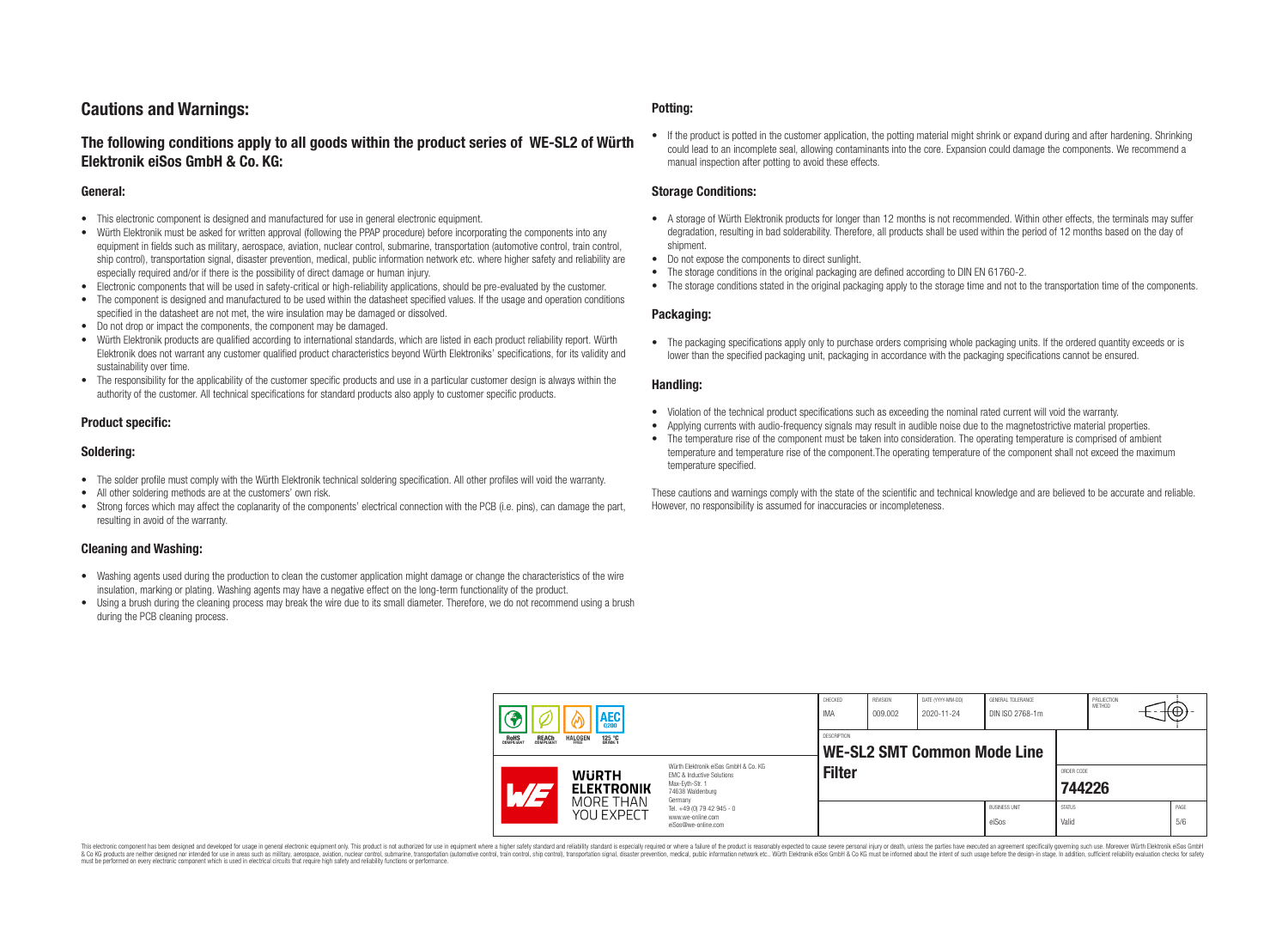# Cautions and Warnings:

## The following conditions apply to all goods within the product series of WE-SL2 of Würth Elektronik eiSos GmbH & Co. KG:

### General:

- This electronic component is designed and manufactured for use in general electronic equipment.
- Würth Elektronik must be asked for written approval (following the PPAP procedure) before incorporating the components into any equipment in fields such as military, aerospace, aviation, nuclear control, submarine, transportation (automotive control, train control, ship control), transportation signal, disaster prevention, medical, public information network etc. where higher safety and reliability are especially required and/or if there is the possibility of direct damage or human injury.
- Electronic components that will be used in safety-critical or high-reliability applications, should be pre-evaluated by the customer.
- The component is designed and manufactured to be used within the datasheet specified values. If the usage and operation conditions specified in the datasheet are not met, the wire insulation may be damaged or dissolved.
- Do not drop or impact the components, the component may be damaged.
- Würth Elektronik products are qualified according to international standards, which are listed in each product reliability report. Würth Elektronik does not warrant any customer qualified product characteristics beyond Würth Elektroniks' specifications, for its validity and sustainability over time.
- The responsibility for the applicability of the customer specific products and use in a particular customer design is always within the authority of the customer. All technical specifications for standard products also apply to customer specific products.

### Product specific:

### Soldering:

- The solder profile must comply with the Würth Elektronik technical soldering specification. All other profiles will void the warranty.
- All other soldering methods are at the customers' own risk.
- Strong forces which may affect the coplanarity of the components' electrical connection with the PCB (i.e. pins), can damage the part, resulting in avoid of the warranty.

### Cleaning and Washing:

- Washing agents used during the production to clean the customer application might damage or change the characteristics of the wire insulation, marking or plating. Washing agents may have a negative effect on the long-term functionality of the product.
- Using a brush during the cleaning process may break the wire due to its small diameter. Therefore, we do not recommend using a brush during the PCB cleaning process.

### Potting:

- If the product is potted in the customer application, the potting material might shrink or expand during and after hardening. Shrinking could lead to an incomplete seal, allowing contaminants into the core. Expansion could damage the components. We recommend a manual inspection after potting to avoid these effects.

### Storage Conditions:

- A storage of Würth Elektronik products for longer than 12 months is not recommended. Within other effects, the terminals may suffer degradation, resulting in bad solderability. Therefore, all products shall be used within the period of 12 months based on the day of shipment.
- Do not expose the components to direct sunlight.
- The storage conditions in the original packaging are defined according to DIN EN 61760-2.
- The storage conditions stated in the original packaging apply to the storage time and not to the transportation time of the components.

### Packaging:

- The packaging specifications apply only to purchase orders comprising whole packaging units. If the ordered quantity exceeds or is lower than the specified packaging unit, packaging in accordance with the packaging specifications cannot be ensured.

### Handling:

- Violation of the technical product specifications such as exceeding the nominal rated current will void the warranty.
- Applying currents with audio-frequency signals may result in audible noise due to the magnetostrictive material properties.
- The temperature rise of the component must be taken into consideration. The operating temperature is comprised of ambient temperature and temperature rise of the component.The operating temperature of the component shall not exceed the maximum temperature specified.

These cautions and warnings comply with the state of the scientific and technical knowledge and are believed to be accurate and reliable. However, no responsibility is assumed for inaccuracies or incompleteness.

| CHECKED | REVISION | DATE (YYYY-MM-DD) | GENERAL TOLERANCE | PROJECTION METHOD |
|---|---|---|---|---|
| IMA | 009.002 | 2020-11-24 | DIN ISO 2768-1m | |

| DESCRIPTION | ORDER CODE |
|---|---|
| WE-SL2 SMT Common Mode Line Filter | 744226 |

| BUSINESS UNIT | STATUS | PAGE |
|---|---|---|
| eiSos | Valid | 5/6 |

Würth Elektronik eiSos GmbH & Co. KG
EMC & Inductive Solutions
Max-Eyth-Str. 1
74638 Waldenburg
Germany
Tel. +49 (0) 79 42 945 - 0
www.we-online.com
eiSos@we-online.com

This electronic component has been designed and developed for usage in general electronic equipment only. This product is not authorized for use in equipment where a higher safety standard and reliability standard is especially required or where a failure of the product is reasonably expected to cause severe personal injury or death, unless the parties have executed an agreement specifically governing such use. Moreover Würth Elektronik eiSos GmbH & Co KG products are neither designed nor intended for use in areas such as military, aerospace, aviation, nuclear control, submarine, transportation (automotive control, train control, ship control), transportation signal, disaster prevention, medical, public information network etc.. Würth Elektronik eiSos GmbH & Co KG must be informed about the intent of such usage before the design-in stage. In addition, sufficient reliability evaluation checks for safety must be performed on every electronic component which is used in electrical circuits that require high safety and reliability functions or performance.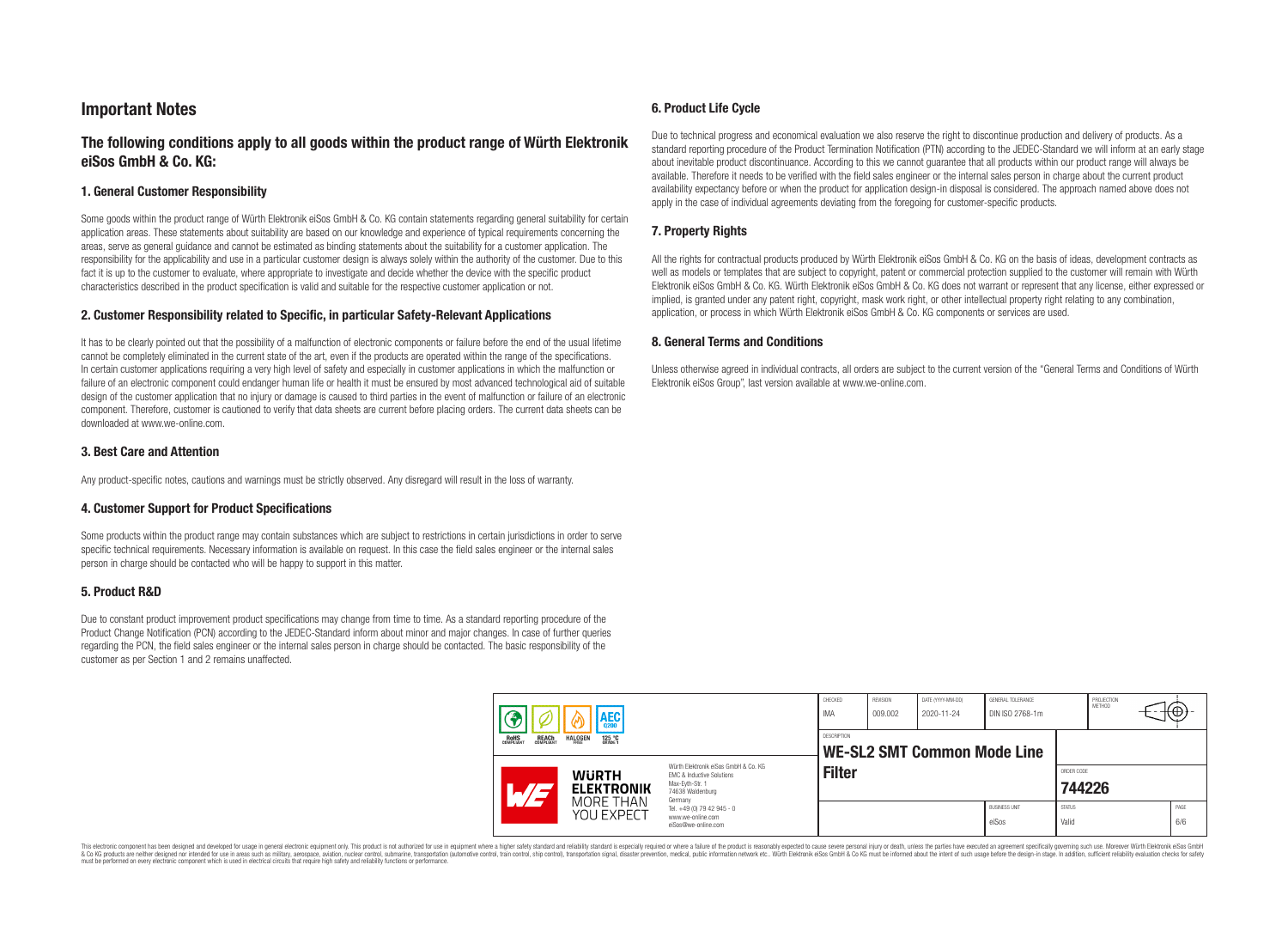# Important Notes

## The following conditions apply to all goods within the product range of Würth Elektronik eiSos GmbH & Co. KG:

### 1. General Customer Responsibility

Some goods within the product range of Würth Elektronik eiSos GmbH & Co. KG contain statements regarding general suitability for certain application areas. These statements about suitability are based on our knowledge and experience of typical requirements concerning the areas, serve as general guidance and cannot be estimated as binding statements about the suitability for a customer application. The responsibility for the applicability and use in a particular customer design is always solely within the authority of the customer. Due to this fact it is up to the customer to evaluate, where appropriate to investigate and decide whether the device with the specific product characteristics described in the product specification is valid and suitable for the respective customer application or not.

### 2. Customer Responsibility related to Specific, in particular Safety-Relevant Applications

It has to be clearly pointed out that the possibility of a malfunction of electronic components or failure before the end of the usual lifetime cannot be completely eliminated in the current state of the art, even if the products are operated within the range of the specifications. In certain customer applications requiring a very high level of safety and especially in customer applications in which the malfunction or failure of an electronic component could endanger human life or health it must be ensured by most advanced technological aid of suitable design of the customer application that no injury or damage is caused to third parties in the event of malfunction or failure of an electronic component. Therefore, customer is cautioned to verify that data sheets are current before placing orders. The current data sheets can be downloaded at www.we-online.com.

### 3. Best Care and Attention

Any product-specific notes, cautions and warnings must be strictly observed. Any disregard will result in the loss of warranty.

### 4. Customer Support for Product Specifications

Some products within the product range may contain substances which are subject to restrictions in certain jurisdictions in order to serve specific technical requirements. Necessary information is available on request. In this case the field sales engineer or the internal sales person in charge should be contacted who will be happy to support in this matter.

### 5. Product R&D

Due to constant product improvement product specifications may change from time to time. As a standard reporting procedure of the Product Change Notification (PCN) according to the JEDEC-Standard inform about minor and major changes. In case of further queries regarding the PCN, the field sales engineer or the internal sales person in charge should be contacted. The basic responsibility of the customer as per Section 1 and 2 remains unaffected.

### 6. Product Life Cycle

Due to technical progress and economical evaluation we also reserve the right to discontinue production and delivery of products. As a standard reporting procedure of the Product Termination Notification (PTN) according to the JEDEC-Standard we will inform at an early stage about inevitable product discontinuance. According to this we cannot guarantee that all products within our product range will always be available. Therefore it needs to be verified with the field sales engineer or the internal sales person in charge about the current product availability expectancy before or when the product for application design-in disposal is considered. The approach named above does not apply in the case of individual agreements deviating from the foregoing for customer-specific products.

### 7. Property Rights

All the rights for contractual products produced by Würth Elektronik eiSos GmbH & Co. KG on the basis of ideas, development contracts as well as models or templates that are subject to copyright, patent or commercial protection supplied to the customer will remain with Würth Elektronik eiSos GmbH & Co. KG. Würth Elektronik eiSos GmbH & Co. KG does not warrant or represent that any license, either expressed or implied, is granted under any patent right, copyright, mask work right, or other intellectual property right relating to any combination, application, or process in which Würth Elektronik eiSos GmbH & Co. KG components or services are used.

### 8. General Terms and Conditions

Unless otherwise agreed in individual contracts, all orders are subject to the current version of the "General Terms and Conditions of Würth Elektronik eiSos Group", last version available at www.we-online.com.

| | | | | | | |
|---|---|---|---|---|---|---|
| RoHS COMPLIANT, REACh COMPLIANT, HALOGEN FREE, AEC Q200, 125 °C GRADE 1 | CHECKED IMA | REVISION 009.002 | DATE (YYYY-MM-DD) 2020-11-24 | GENERAL TOLERANCE DIN ISO 2768-1m | | PROJECTION METHOD |
| | DESCRIPTION **WE-SL2 SMT Common Mode Line Filter** | | | | | |
| WÜRTH ELEKTRONIK MORE THAN YOU EXPECT — Würth Elektronik eiSos GmbH & Co. KG, EMC & Inductive Solutions, Max-Eyth-Str. 1, 74638 Waldenburg, Germany, Tel. +49 (0) 79 42 945 - 0, www.we-online.com, eiSos@we-online.com | | | | | ORDER CODE **744226** | |
| | | | | BUSINESS UNIT eiSos | STATUS Valid | PAGE 6/6 |

This electronic component has been designed and developed for usage in general electronic equipment only. This product is not authorized for use in equipment where a higher safety standard and reliability standard is especially required or where a failure of the product is reasonably expected to cause severe personal injury or death, unless the parties have executed an agreement specifically governing such use. Moreover Würth Elektronik eiSos GmbH & Co KG products are neither designed nor intended for use in areas such as military, aerospace, aviation, nuclear control, submarine, transportation (automotive control, train control, ship control), transportation signal, disaster prevention, medical, public information network etc.. Würth Elektronik eiSos GmbH & Co KG must be informed about the intent of such usage before the design-in stage. In addition, sufficient reliability evaluation checks for safety must be performed on every electronic component which is used in electrical circuits that require high safety and reliability functions or performance.